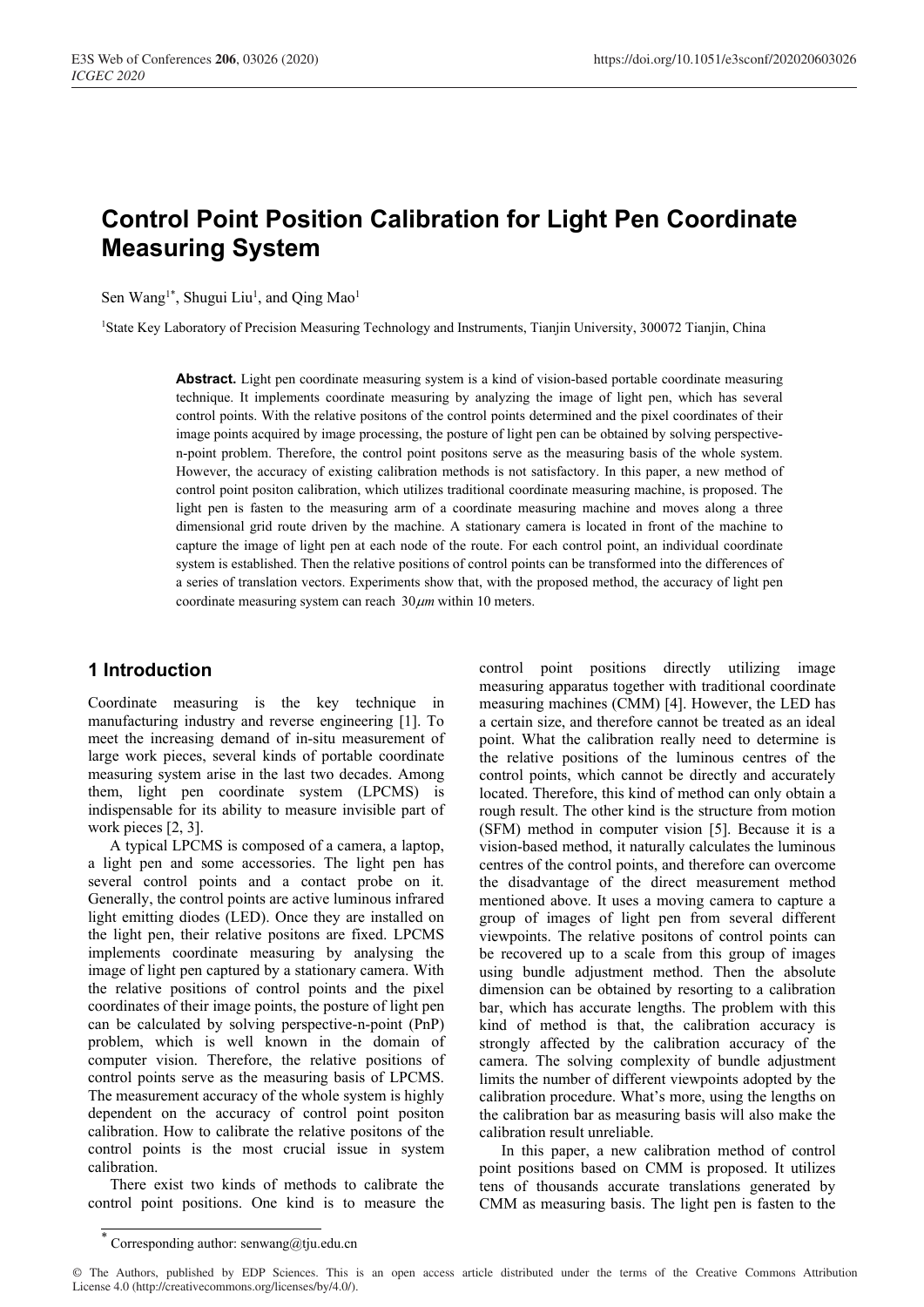# Control Point Position Calibration for Light Pen Coordinate Measuring System

Sen Wang[1*], Shugui Liu[1], and Qing Mao[1]

[1]State Key Laboratory of Precision Measuring Technology and Instruments, Tianjin University, 300072 Tianjin, China

**Abstract.** Light pen coordinate measuring system is a kind of vision-based portable coordinate measuring technique. It implements coordinate measuring by analyzing the image of light pen, which has several control points. With the relative positons of the control points determined and the pixel coordinates of their image points acquired by image processing, the posture of light pen can be obtained by solving perspective-n-point problem. Therefore, the control point positons serve as the measuring basis of the whole system. However, the accuracy of existing calibration methods is not satisfactory. In this paper, a new method of control point positon calibration, which utilizes traditional coordinate measuring machine, is proposed. The light pen is fasten to the measuring arm of a coordinate measuring machine and moves along a three dimensional grid route driven by the machine. A stationary camera is located in front of the machine to capture the image of light pen at each node of the route. For each control point, an individual coordinate system is established. Then the relative positions of control points can be transformed into the differences of a series of translation vectors. Experiments show that, with the proposed method, the accuracy of light pen coordinate measuring system can reach $30\mu m$ within 10 meters.

## 1 Introduction

Coordinate measuring is the key technique in manufacturing industry and reverse engineering [1]. To meet the increasing demand of in-situ measurement of large work pieces, several kinds of portable coordinate measuring system arise in the last two decades. Among them, light pen coordinate system (LPCMS) is indispensable for its ability to measure invisible part of work pieces [2, 3].

A typical LPCMS is composed of a camera, a laptop, a light pen and some accessories. The light pen has several control points and a contact probe on it. Generally, the control points are active luminous infrared light emitting diodes (LED). Once they are installed on the light pen, their relative positons are fixed. LPCMS implements coordinate measuring by analysing the image of light pen captured by a stationary camera. With the relative positions of control points and the pixel coordinates of their image points, the posture of light pen can be calculated by solving perspective-n-point (PnP) problem, which is well known in the domain of computer vision. Therefore, the relative positions of control points serve as the measuring basis of LPCMS. The measurement accuracy of the whole system is highly dependent on the accuracy of control point positon calibration. How to calibrate the relative positons of the control points is the most crucial issue in system calibration.

There exist two kinds of methods to calibrate the control point positions. One kind is to measure the control point positions directly utilizing image measuring apparatus together with traditional coordinate measuring machines (CMM) [4]. However, the LED has a certain size, and therefore cannot be treated as an ideal point. What the calibration really need to determine is the relative positions of the luminous centres of the control points, which cannot be directly and accurately located. Therefore, this kind of method can only obtain a rough result. The other kind is the structure from motion (SFM) method in computer vision [5]. Because it is a vision-based method, it naturally calculates the luminous centres of the control points, and therefore can overcome the disadvantage of the direct measurement method mentioned above. It uses a moving camera to capture a group of images of light pen from several different viewpoints. The relative positons of control points can be recovered up to a scale from this group of images using bundle adjustment method. Then the absolute dimension can be obtained by resorting to a calibration bar, which has accurate lengths. The problem with this kind of method is that, the calibration accuracy is strongly affected by the calibration accuracy of the camera. The solving complexity of bundle adjustment limits the number of different viewpoints adopted by the calibration procedure. What's more, using the lengths on the calibration bar as measuring basis will also make the calibration result unreliable.

In this paper, a new calibration method of control point positions based on CMM is proposed. It utilizes tens of thousands accurate translations generated by CMM as measuring basis. The light pen is fasten to the

[*] Corresponding author: senwang@tju.edu.cn

© The Authors, published by EDP Sciences. This is an open access article distributed under the terms of the Creative Commons Attribution License 4.0 (http://creativecommons.org/licenses/by/4.0/).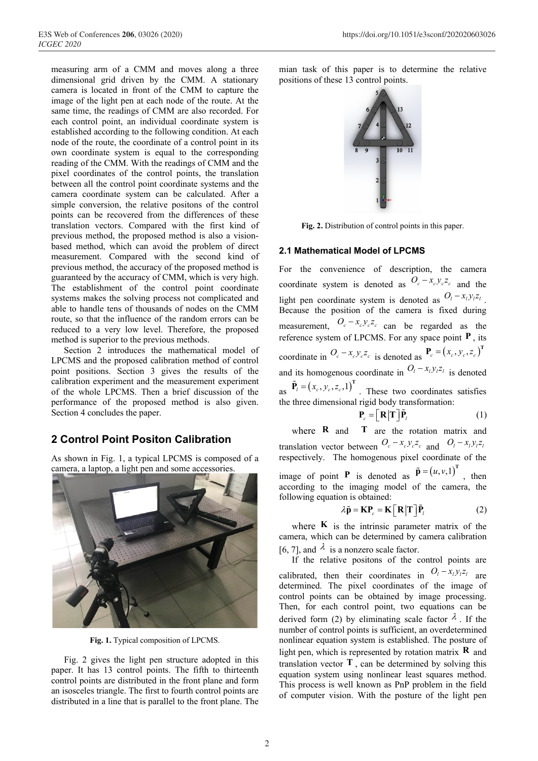measuring arm of a CMM and moves along a three dimensional grid driven by the CMM. A stationary camera is located in front of the CMM to capture the image of the light pen at each node of the route. At the same time, the readings of CMM are also recorded. For each control point, an individual coordinate system is established according to the following condition. At each node of the route, the coordinate of a control point in its own coordinate system is equal to the corresponding reading of the CMM. With the readings of CMM and the pixel coordinates of the control points, the translation between all the control point coordinate systems and the camera coordinate system can be calculated. After a simple conversion, the relative positons of the control points can be recovered from the differences of these translation vectors. Compared with the first kind of previous method, the proposed method is also a vision-based method, which can avoid the problem of direct measurement. Compared with the second kind of previous method, the accuracy of the proposed method is guaranteed by the accuracy of CMM, which is very high. The establishment of the control point coordinate systems makes the solving process not complicated and able to handle tens of thousands of nodes on the CMM route, so that the influence of the random errors can be reduced to a very low level. Therefore, the proposed method is superior to the previous methods.

Section 2 introduces the mathematical model of LPCMS and the proposed calibration method of control point positions. Section 3 gives the results of the calibration experiment and the measurement experiment of the whole LPCMS. Then a brief discussion of the performance of the proposed method is also given. Section 4 concludes the paper.

## 2 Control Point Positon Calibration

As shown in Fig. 1, a typical LPCMS is composed of a camera, a laptop, a light pen and some accessories.

Fig. 1. Typical composition of LPCMS.

Fig. 2 gives the light pen structure adopted in this paper. It has 13 control points. The fifth to thirteenth control points are distributed in the front plane and form an isosceles triangle. The first to fourth control points are distributed in a line that is parallel to the front plane. The mian task of this paper is to determine the relative positions of these 13 control points.

Fig. 2. Distribution of control points in this paper.

### 2.1 Mathematical Model of LPCMS

For the convenience of description, the camera coordinate system is denoted as $O_c - x_c y_c z_c$ and the light pen coordinate system is denoted as $O_l - x_l y_l z_l$. Because the position of the camera is fixed during measurement, $O_c - x_c y_c z_c$ can be regarded as the reference system of LPCMS. For any space point $\mathbf{P}$, its coordinate in $O_c - x_c y_c z_c$ is denoted as $\mathbf{P}_c = \left(x_c, y_c, z_c\right)^{\mathbf{T}}$ and its homogenous coordinate in $O_l - x_l y_l z_l$ is denoted as $\tilde{\mathbf{P}}_l = \left(x_c, y_c, z_c, 1\right)^{\mathbf{T}}$. These two coordinates satisfies the three dimensional rigid body transformation:

$$\mathbf{P}_c = \left[\mathbf{R} \middle| \mathbf{T}\right] \tilde{\mathbf{P}}_l \tag{1}$$

where $\mathbf{R}$ and $\mathbf{T}$ are the rotation matrix and translation vector between $O_c - x_c y_c z_c$ and $O_l - x_l y_l z_l$ respectively. The homogenous pixel coordinate of the image of point $\mathbf{P}$ is denoted as $\tilde{\mathbf{p}} = \left(u, v, 1\right)^{\mathbf{T}}$, then according to the imaging model of the camera, the following equation is obtained:

$$\lambda \tilde{\mathbf{p}} = \mathbf{K}\mathbf{P}_c = \mathbf{K}\left[\mathbf{R} \middle| \mathbf{T}\right] \tilde{\mathbf{P}}_l \tag{2}$$

where $\mathbf{K}$ is the intrinsic parameter matrix of the camera, which can be determined by camera calibration [6, 7], and $\lambda$ is a nonzero scale factor.

If the relative positons of the control points are calibrated, then their coordinates in $O_l - x_l y_l z_l$ are determined. The pixel coordinates of the image of control points can be obtained by image processing. Then, for each control point, two equations can be derived form (2) by eliminating scale factor $\lambda$. If the number of control points is sufficient, an overdetermined nonlinear equation system is established. The posture of light pen, which is represented by rotation matrix $\mathbf{R}$ and translation vector $\mathbf{T}$, can be determined by solving this equation system using nonlinear least squares method. This process is well known as PnP problem in the field of computer vision. With the posture of the light pen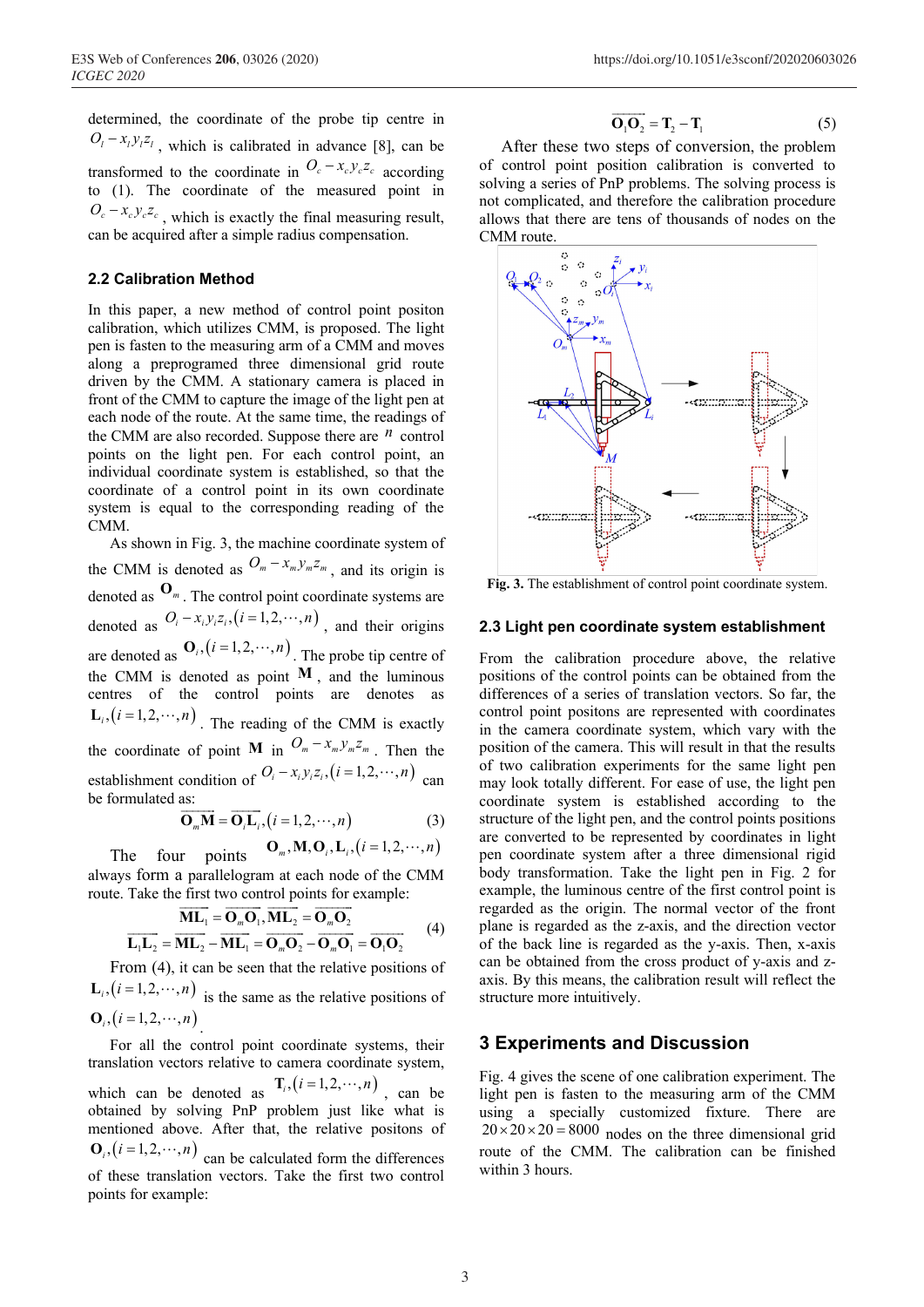determined, the coordinate of the probe tip centre in $O_l - x_l y_l z_l$, which is calibrated in advance [8], can be transformed to the coordinate in $O_c - x_c y_c z_c$ according to (1). The coordinate of the measured point in $O_c - x_c y_c z_c$, which is exactly the final measuring result, can be acquired after a simple radius compensation.

## 2.2 Calibration Method

In this paper, a new method of control point positon calibration, which utilizes CMM, is proposed. The light pen is fasten to the measuring arm of a CMM and moves along a preprogramed three dimensional grid route driven by the CMM. A stationary camera is placed in front of the CMM to capture the image of the light pen at each node of the route. At the same time, the readings of the CMM are also recorded. Suppose there are $n$ control points on the light pen. For each control point, an individual coordinate system is established, so that the coordinate of a control point in its own coordinate system is equal to the corresponding reading of the CMM.

As shown in Fig. 3, the machine coordinate system of the CMM is denoted as $O_m - x_m y_m z_m$, and its origin is denoted as $\mathbf{O}_m$. The control point coordinate systems are denoted as $O_i - x_i y_i z_i, (i = 1, 2, \cdots, n)$, and their origins are denoted as $\mathbf{O}_i, (i = 1, 2, \cdots, n)$. The probe tip centre of the CMM is denoted as point $\mathbf{M}$, and the luminous centres of the control points are denotes as $\mathbf{L}_i, (i = 1, 2, \cdots, n)$. The reading of the CMM is exactly the coordinate of point $\mathbf{M}$ in $O_m - x_m y_m z_m$. Then the establishment condition of $O_i - x_i y_i z_i, (i = 1, 2, \cdots, n)$ can be formulated as:

$$\overrightarrow{\mathbf{O}_m\mathbf{M}} = \overrightarrow{\mathbf{O}_i\mathbf{L}_i}, (i = 1, 2, \cdots, n) \tag{3}$$

The four points $\mathbf{O}_m, \mathbf{M}, \mathbf{O}_i, \mathbf{L}_i, (i = 1, 2, \cdots, n)$ always form a parallelogram at each node of the CMM route. Take the first two control points for example:

$$\begin{gathered} \overrightarrow{\mathbf{ML}_1} = \overrightarrow{\mathbf{O}_m\mathbf{O}_1}, \overrightarrow{\mathbf{ML}_2} = \overrightarrow{\mathbf{O}_m\mathbf{O}_2} \\ \overrightarrow{\mathbf{L}_1\mathbf{L}_2} = \overrightarrow{\mathbf{ML}_2} - \overrightarrow{\mathbf{ML}_1} = \overrightarrow{\mathbf{O}_m\mathbf{O}_2} - \overrightarrow{\mathbf{O}_m\mathbf{O}_1} = \overrightarrow{\mathbf{O}_1\mathbf{O}_2} \end{gathered} \tag{4}$$

From (4), it can be seen that the relative positions of $\mathbf{L}_i, (i = 1, 2, \cdots, n)$ is the same as the relative positions of $\mathbf{O}_i, (i = 1, 2, \cdots, n)$.

For all the control point coordinate systems, their translation vectors relative to camera coordinate system, which can be denoted as $\mathbf{T}_i, (i = 1, 2, \cdots, n)$, can be obtained by solving PnP problem just like what is mentioned above. After that, the relative positons of $\mathbf{O}_i, (i = 1, 2, \cdots, n)$ can be calculated form the differences of these translation vectors. Take the first two control points for example:

$$\overrightarrow{\mathbf{O}_1\mathbf{O}_2} = \mathbf{T}_2 - \mathbf{T}_1 \tag{5}$$

After these two steps of conversion, the problem of control point position calibration is converted to solving a series of PnP problems. The solving process is not complicated, and therefore the calibration procedure allows that there are tens of thousands of nodes on the CMM route.

**Fig. 3.** The establishment of control point coordinate system.

## 2.3 Light pen coordinate system establishment

From the calibration procedure above, the relative positions of the control points can be obtained from the differences of a series of translation vectors. So far, the control point positons are represented with coordinates in the camera coordinate system, which vary with the position of the camera. This will result in that the results of two calibration experiments for the same light pen may look totally different. For ease of use, the light pen coordinate system is established according to the structure of the light pen, and the control points positions are converted to be represented by coordinates in light pen coordinate system after a three dimensional rigid body transformation. Take the light pen in Fig. 2 for example, the luminous centre of the first control point is regarded as the origin. The normal vector of the front plane is regarded as the z-axis, and the direction vector of the back line is regarded as the y-axis. Then, x-axis can be obtained from the cross product of y-axis and z-axis. By this means, the calibration result will reflect the structure more intuitively.

# 3 Experiments and Discussion

Fig. 4 gives the scene of one calibration experiment. The light pen is fasten to the measuring arm of the CMM using a specially customized fixture. There are $20 \times 20 \times 20 = 8000$ nodes on the three dimensional grid route of the CMM. The calibration can be finished within 3 hours.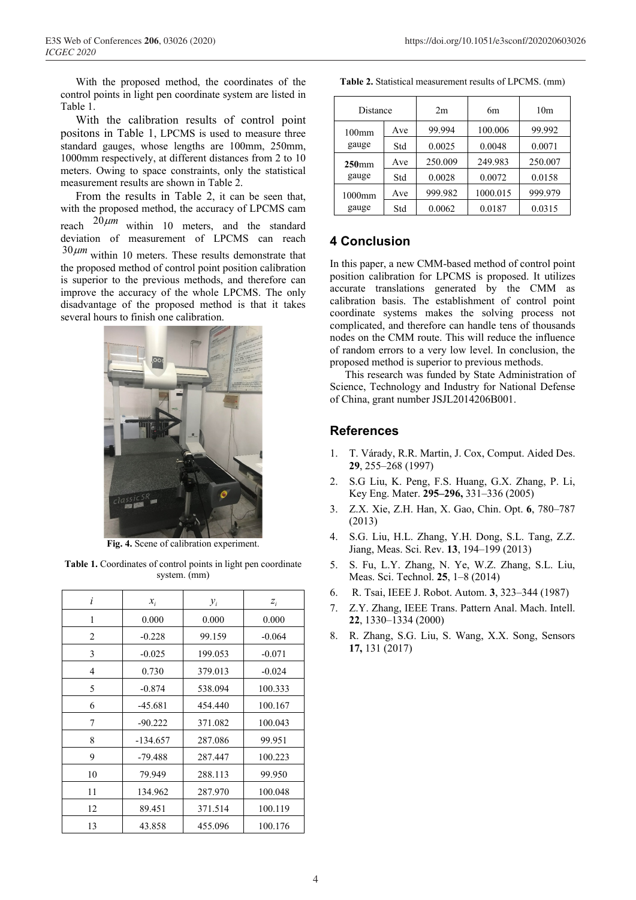With the proposed method, the coordinates of the control points in light pen coordinate system are listed in Table 1.

With the calibration results of control point positons in Table 1, LPCMS is used to measure three standard gauges, whose lengths are 100mm, 250mm, 1000mm respectively, at different distances from 2 to 10 meters. Owing to space constraints, only the statistical measurement results are shown in Table 2.

From the results in Table 2, it can be seen that, with the proposed method, the accuracy of LPCMS cam reach $20\mu m$ within 10 meters, and the standard deviation of measurement of LPCMS can reach $30\mu m$ within 10 meters. These results demonstrate that the proposed method of control point position calibration is superior to the previous methods, and therefore can improve the accuracy of the whole LPCMS. The only disadvantage of the proposed method is that it takes several hours to finish one calibration.

**Fig. 4.** Scene of calibration experiment.

**Table 1.** Coordinates of control points in light pen coordinate system. (mm)

| $i$ | $x_i$ | $y_i$ | $z_i$ |
|---|---|---|---|
| 1 | 0.000 | 0.000 | 0.000 |
| 2 | -0.228 | 99.159 | -0.064 |
| 3 | -0.025 | 199.053 | -0.071 |
| 4 | 0.730 | 379.013 | -0.024 |
| 5 | -0.874 | 538.094 | 100.333 |
| 6 | -45.681 | 454.440 | 100.167 |
| 7 | -90.222 | 371.082 | 100.043 |
| 8 | -134.657 | 287.086 | 99.951 |
| 9 | -79.488 | 287.447 | 100.223 |
| 10 | 79.949 | 288.113 | 99.950 |
| 11 | 134.962 | 287.970 | 100.048 |
| 12 | 89.451 | 371.514 | 100.119 |
| 13 | 43.858 | 455.096 | 100.176 |

**Table 2.** Statistical measurement results of LPCMS. (mm)

| Distance | | 2m | 6m | 10m |
|---|---|---|---|---|
| 100mm gauge | Ave | 99.994 | 100.006 | 99.992 |
| | Std | 0.0025 | 0.0048 | 0.0071 |
| **250**mm gauge | Ave | 250.009 | 249.983 | 250.007 |
| | Std | 0.0028 | 0.0072 | 0.0158 |
| 1000mm gauge | Ave | 999.982 | 1000.015 | 999.979 |
| | Std | 0.0062 | 0.0187 | 0.0315 |

## 4 Conclusion

In this paper, a new CMM-based method of control point position calibration for LPCMS is proposed. It utilizes accurate translations generated by the CMM as calibration basis. The establishment of control point coordinate systems makes the solving process not complicated, and therefore can handle tens of thousands nodes on the CMM route. This will reduce the influence of random errors to a very low level. In conclusion, the proposed method is superior to previous methods.

This research was funded by State Administration of Science, Technology and Industry for National Defense of China, grant number JSJL2014206B001.

## References

1. T. Várady, R.R. Martin, J. Cox, Comput. Aided Des. **29**, 255–268 (1997)
2. S.G Liu, K. Peng, F.S. Huang, G.X. Zhang, P. Li, Key Eng. Mater. **295–296,** 331–336 (2005)
3. Z.X. Xie, Z.H. Han, X. Gao, Chin. Opt. **6**, 780–787 (2013)
4. S.G. Liu, H.L. Zhang, Y.H. Dong, S.L. Tang, Z.Z. Jiang, Meas. Sci. Rev. **13**, 194–199 (2013)
5. S. Fu, L.Y. Zhang, N. Ye, W.Z. Zhang, S.L. Liu, Meas. Sci. Technol. **25**, 1–8 (2014)
6. R. Tsai, IEEE J. Robot. Autom. **3**, 323–344 (1987)
7. Z.Y. Zhang, IEEE Trans. Pattern Anal. Mach. Intell. **22**, 1330–1334 (2000)
8. R. Zhang, S.G. Liu, S. Wang, X.X. Song, Sensors **17,** 131 (2017)